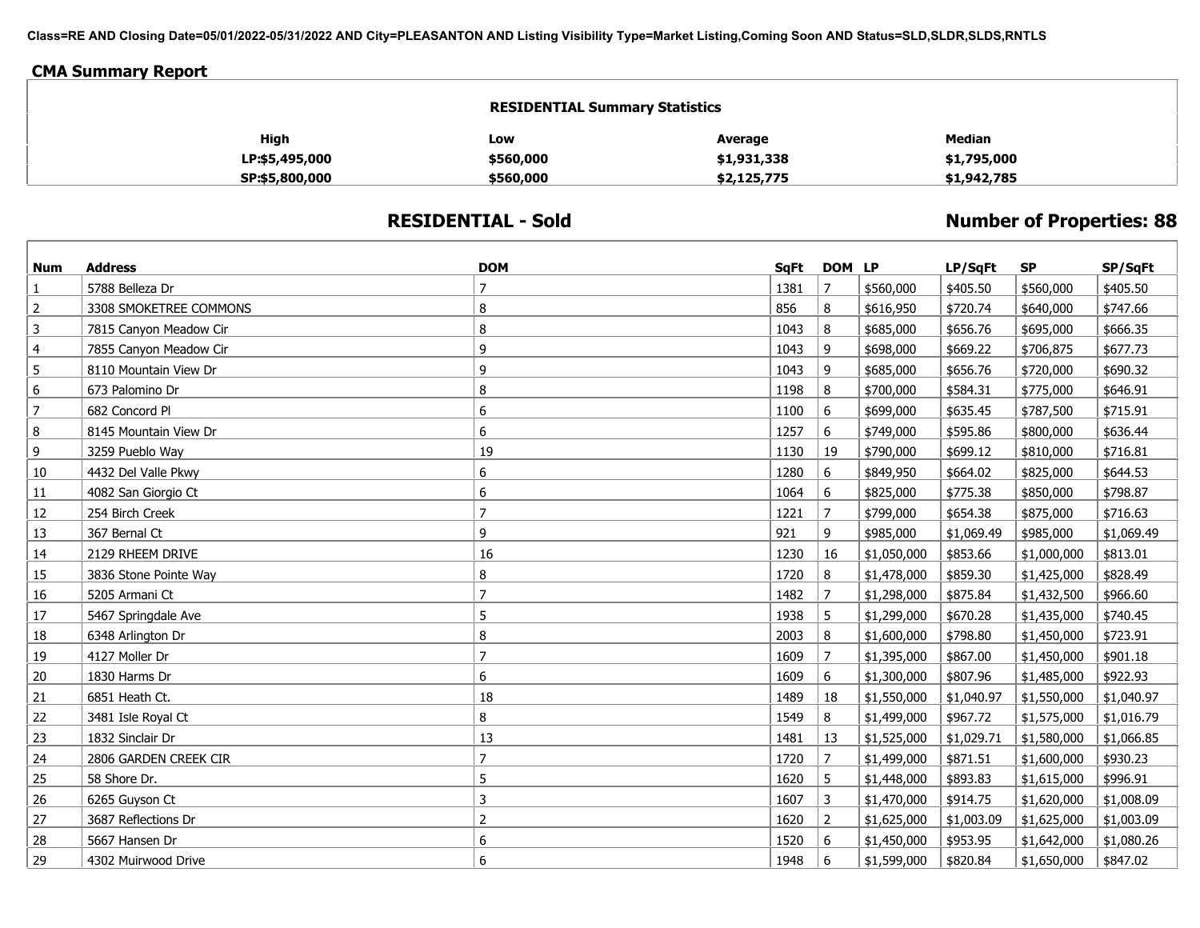**Class=RE AND Closing Date=05/01/2022-05/31/2022 AND City=PLEASANTON AND Listing Visibility Type=Market Listing,Coming Soon AND Status=SLD,SLDR,SLDS,RNTLS**

## CMA Summary Report

**RESIDENTIAL Summary Statistics**

| High | Low | Average | Median |
|---|---|---|---|
| LP:$5,495,000 | $560,000 | $1,931,338 | $1,795,000 |
| SP:$5,800,000 | $560,000 | $2,125,775 | $1,942,785 |

## RESIDENTIAL - Sold

**Number of Properties: 88**

| Num | Address | DOM | SqFt | DOM | LP | LP/SqFt | SP | SP/SqFt |
|---|---|---|---|---|---|---|---|---|
| 1 | 5788 Belleza Dr | 7 | 1381 | 7 | $560,000 | $405.50 | $560,000 | $405.50 |
| 2 | 3308 SMOKETREE COMMONS | 8 | 856 | 8 | $616,950 | $720.74 | $640,000 | $747.66 |
| 3 | 7815 Canyon Meadow Cir | 8 | 1043 | 8 | $685,000 | $656.76 | $695,000 | $666.35 |
| 4 | 7855 Canyon Meadow Cir | 9 | 1043 | 9 | $698,000 | $669.22 | $706,875 | $677.73 |
| 5 | 8110 Mountain View Dr | 9 | 1043 | 9 | $685,000 | $656.76 | $720,000 | $690.32 |
| 6 | 673 Palomino Dr | 8 | 1198 | 8 | $700,000 | $584.31 | $775,000 | $646.91 |
| 7 | 682 Concord Pl | 6 | 1100 | 6 | $699,000 | $635.45 | $787,500 | $715.91 |
| 8 | 8145 Mountain View Dr | 6 | 1257 | 6 | $749,000 | $595.86 | $800,000 | $636.44 |
| 9 | 3259 Pueblo Way | 19 | 1130 | 19 | $790,000 | $699.12 | $810,000 | $716.81 |
| 10 | 4432 Del Valle Pkwy | 6 | 1280 | 6 | $849,950 | $664.02 | $825,000 | $644.53 |
| 11 | 4082 San Giorgio Ct | 6 | 1064 | 6 | $825,000 | $775.38 | $850,000 | $798.87 |
| 12 | 254 Birch Creek | 7 | 1221 | 7 | $799,000 | $654.38 | $875,000 | $716.63 |
| 13 | 367 Bernal Ct | 9 | 921 | 9 | $985,000 | $1,069.49 | $985,000 | $1,069.49 |
| 14 | 2129 RHEEM DRIVE | 16 | 1230 | 16 | $1,050,000 | $853.66 | $1,000,000 | $813.01 |
| 15 | 3836 Stone Pointe Way | 8 | 1720 | 8 | $1,478,000 | $859.30 | $1,425,000 | $828.49 |
| 16 | 5205 Armani Ct | 7 | 1482 | 7 | $1,298,000 | $875.84 | $1,432,500 | $966.60 |
| 17 | 5467 Springdale Ave | 5 | 1938 | 5 | $1,299,000 | $670.28 | $1,435,000 | $740.45 |
| 18 | 6348 Arlington Dr | 8 | 2003 | 8 | $1,600,000 | $798.80 | $1,450,000 | $723.91 |
| 19 | 4127 Moller Dr | 7 | 1609 | 7 | $1,395,000 | $867.00 | $1,450,000 | $901.18 |
| 20 | 1830 Harms Dr | 6 | 1609 | 6 | $1,300,000 | $807.96 | $1,485,000 | $922.93 |
| 21 | 6851 Heath Ct. | 18 | 1489 | 18 | $1,550,000 | $1,040.97 | $1,550,000 | $1,040.97 |
| 22 | 3481 Isle Royal Ct | 8 | 1549 | 8 | $1,499,000 | $967.72 | $1,575,000 | $1,016.79 |
| 23 | 1832 Sinclair Dr | 13 | 1481 | 13 | $1,525,000 | $1,029.71 | $1,580,000 | $1,066.85 |
| 24 | 2806 GARDEN CREEK CIR | 7 | 1720 | 7 | $1,499,000 | $871.51 | $1,600,000 | $930.23 |
| 25 | 58 Shore Dr. | 5 | 1620 | 5 | $1,448,000 | $893.83 | $1,615,000 | $996.91 |
| 26 | 6265 Guyson Ct | 3 | 1607 | 3 | $1,470,000 | $914.75 | $1,620,000 | $1,008.09 |
| 27 | 3687 Reflections Dr | 2 | 1620 | 2 | $1,625,000 | $1,003.09 | $1,625,000 | $1,003.09 |
| 28 | 5667 Hansen Dr | 6 | 1520 | 6 | $1,450,000 | $953.95 | $1,642,000 | $1,080.26 |
| 29 | 4302 Muirwood Drive | 6 | 1948 | 6 | $1,599,000 | $820.84 | $1,650,000 | $847.02 |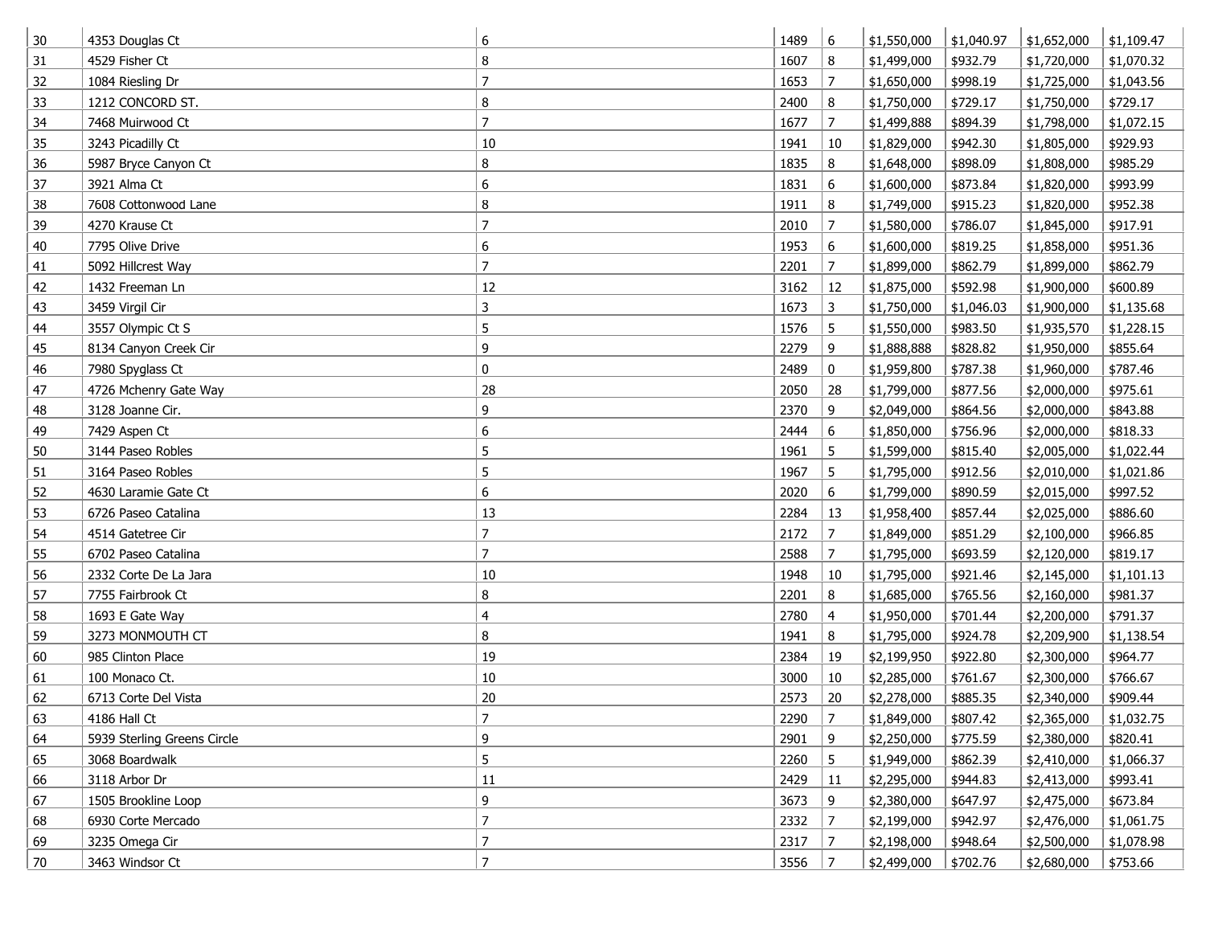| | | | | | | | | |
|---|---|---|---|---|---|---|---|---|
| 30 | 4353 Douglas Ct | 6 | 1489 | 6 | $1,550,000 | $1,040.97 | $1,652,000 | $1,109.47 |
| 31 | 4529 Fisher Ct | 8 | 1607 | 8 | $1,499,000 | $932.79 | $1,720,000 | $1,070.32 |
| 32 | 1084 Riesling Dr | 7 | 1653 | 7 | $1,650,000 | $998.19 | $1,725,000 | $1,043.56 |
| 33 | 1212 CONCORD ST. | 8 | 2400 | 8 | $1,750,000 | $729.17 | $1,750,000 | $729.17 |
| 34 | 7468 Muirwood Ct | 7 | 1677 | 7 | $1,499,888 | $894.39 | $1,798,000 | $1,072.15 |
| 35 | 3243 Picadilly Ct | 10 | 1941 | 10 | $1,829,000 | $942.30 | $1,805,000 | $929.93 |
| 36 | 5987 Bryce Canyon Ct | 8 | 1835 | 8 | $1,648,000 | $898.09 | $1,808,000 | $985.29 |
| 37 | 3921 Alma Ct | 6 | 1831 | 6 | $1,600,000 | $873.84 | $1,820,000 | $993.99 |
| 38 | 7608 Cottonwood Lane | 8 | 1911 | 8 | $1,749,000 | $915.23 | $1,820,000 | $952.38 |
| 39 | 4270 Krause Ct | 7 | 2010 | 7 | $1,580,000 | $786.07 | $1,845,000 | $917.91 |
| 40 | 7795 Olive Drive | 6 | 1953 | 6 | $1,600,000 | $819.25 | $1,858,000 | $951.36 |
| 41 | 5092 Hillcrest Way | 7 | 2201 | 7 | $1,899,000 | $862.79 | $1,899,000 | $862.79 |
| 42 | 1432 Freeman Ln | 12 | 3162 | 12 | $1,875,000 | $592.98 | $1,900,000 | $600.89 |
| 43 | 3459 Virgil Cir | 3 | 1673 | 3 | $1,750,000 | $1,046.03 | $1,900,000 | $1,135.68 |
| 44 | 3557 Olympic Ct S | 5 | 1576 | 5 | $1,550,000 | $983.50 | $1,935,570 | $1,228.15 |
| 45 | 8134 Canyon Creek Cir | 9 | 2279 | 9 | $1,888,888 | $828.82 | $1,950,000 | $855.64 |
| 46 | 7980 Spyglass Ct | 0 | 2489 | 0 | $1,959,800 | $787.38 | $1,960,000 | $787.46 |
| 47 | 4726 Mchenry Gate Way | 28 | 2050 | 28 | $1,799,000 | $877.56 | $2,000,000 | $975.61 |
| 48 | 3128 Joanne Cir. | 9 | 2370 | 9 | $2,049,000 | $864.56 | $2,000,000 | $843.88 |
| 49 | 7429 Aspen Ct | 6 | 2444 | 6 | $1,850,000 | $756.96 | $2,000,000 | $818.33 |
| 50 | 3144 Paseo Robles | 5 | 1961 | 5 | $1,599,000 | $815.40 | $2,005,000 | $1,022.44 |
| 51 | 3164 Paseo Robles | 5 | 1967 | 5 | $1,795,000 | $912.56 | $2,010,000 | $1,021.86 |
| 52 | 4630 Laramie Gate Ct | 6 | 2020 | 6 | $1,799,000 | $890.59 | $2,015,000 | $997.52 |
| 53 | 6726 Paseo Catalina | 13 | 2284 | 13 | $1,958,400 | $857.44 | $2,025,000 | $886.60 |
| 54 | 4514 Gatetree Cir | 7 | 2172 | 7 | $1,849,000 | $851.29 | $2,100,000 | $966.85 |
| 55 | 6702 Paseo Catalina | 7 | 2588 | 7 | $1,795,000 | $693.59 | $2,120,000 | $819.17 |
| 56 | 2332 Corte De La Jara | 10 | 1948 | 10 | $1,795,000 | $921.46 | $2,145,000 | $1,101.13 |
| 57 | 7755 Fairbrook Ct | 8 | 2201 | 8 | $1,685,000 | $765.56 | $2,160,000 | $981.37 |
| 58 | 1693 E Gate Way | 4 | 2780 | 4 | $1,950,000 | $701.44 | $2,200,000 | $791.37 |
| 59 | 3273 MONMOUTH CT | 8 | 1941 | 8 | $1,795,000 | $924.78 | $2,209,900 | $1,138.54 |
| 60 | 985 Clinton Place | 19 | 2384 | 19 | $2,199,950 | $922.80 | $2,300,000 | $964.77 |
| 61 | 100 Monaco Ct. | 10 | 3000 | 10 | $2,285,000 | $761.67 | $2,300,000 | $766.67 |
| 62 | 6713 Corte Del Vista | 20 | 2573 | 20 | $2,278,000 | $885.35 | $2,340,000 | $909.44 |
| 63 | 4186 Hall Ct | 7 | 2290 | 7 | $1,849,000 | $807.42 | $2,365,000 | $1,032.75 |
| 64 | 5939 Sterling Greens Circle | 9 | 2901 | 9 | $2,250,000 | $775.59 | $2,380,000 | $820.41 |
| 65 | 3068 Boardwalk | 5 | 2260 | 5 | $1,949,000 | $862.39 | $2,410,000 | $1,066.37 |
| 66 | 3118 Arbor Dr | 11 | 2429 | 11 | $2,295,000 | $944.83 | $2,413,000 | $993.41 |
| 67 | 1505 Brookline Loop | 9 | 3673 | 9 | $2,380,000 | $647.97 | $2,475,000 | $673.84 |
| 68 | 6930 Corte Mercado | 7 | 2332 | 7 | $2,199,000 | $942.97 | $2,476,000 | $1,061.75 |
| 69 | 3235 Omega Cir | 7 | 2317 | 7 | $2,198,000 | $948.64 | $2,500,000 | $1,078.98 |
| 70 | 3463 Windsor Ct | 7 | 3556 | 7 | $2,499,000 | $702.76 | $2,680,000 | $753.66 |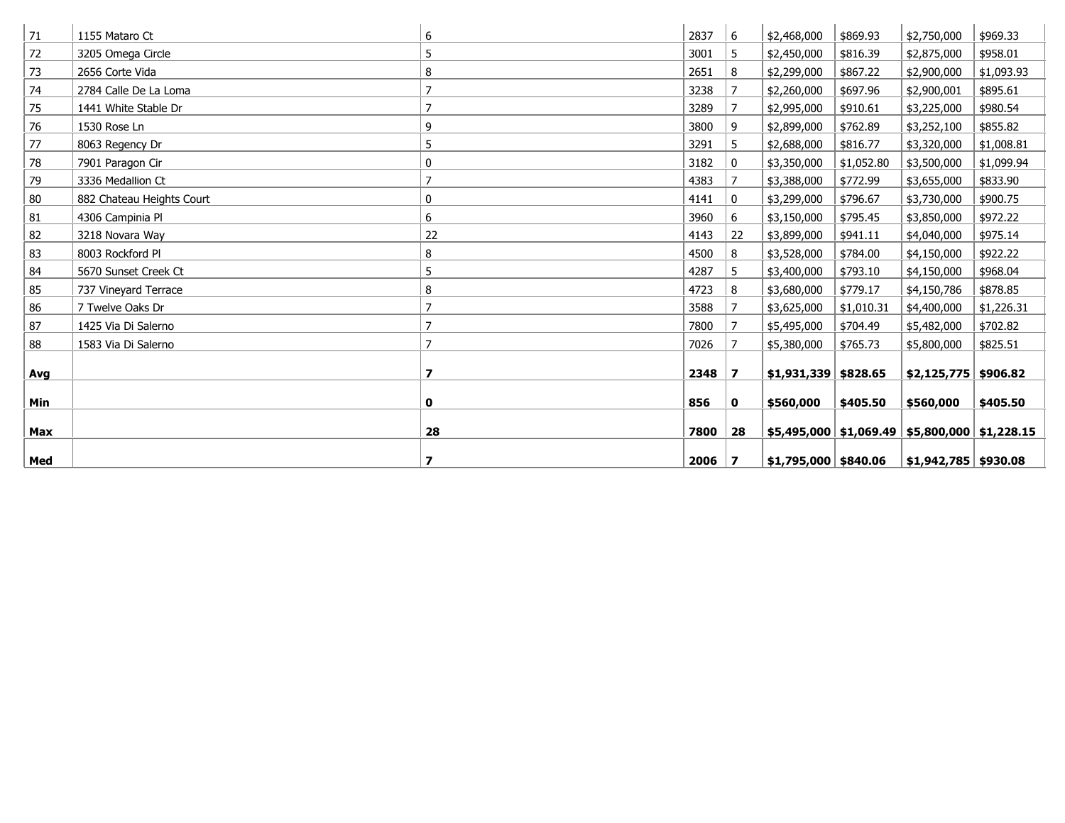| | | | | | | | | |
|---|---|---|---|---|---|---|---|---|
| 71 | 1155 Mataro Ct | 6 | 2837 | 6 | $2,468,000 | $869.93 | $2,750,000 | $969.33 |
| 72 | 3205 Omega Circle | 5 | 3001 | 5 | $2,450,000 | $816.39 | $2,875,000 | $958.01 |
| 73 | 2656 Corte Vida | 8 | 2651 | 8 | $2,299,000 | $867.22 | $2,900,000 | $1,093.93 |
| 74 | 2784 Calle De La Loma | 7 | 3238 | 7 | $2,260,000 | $697.96 | $2,900,001 | $895.61 |
| 75 | 1441 White Stable Dr | 7 | 3289 | 7 | $2,995,000 | $910.61 | $3,225,000 | $980.54 |
| 76 | 1530 Rose Ln | 9 | 3800 | 9 | $2,899,000 | $762.89 | $3,252,100 | $855.82 |
| 77 | 8063 Regency Dr | 5 | 3291 | 5 | $2,688,000 | $816.77 | $3,320,000 | $1,008.81 |
| 78 | 7901 Paragon Cir | 0 | 3182 | 0 | $3,350,000 | $1,052.80 | $3,500,000 | $1,099.94 |
| 79 | 3336 Medallion Ct | 7 | 4383 | 7 | $3,388,000 | $772.99 | $3,655,000 | $833.90 |
| 80 | 882 Chateau Heights Court | 0 | 4141 | 0 | $3,299,000 | $796.67 | $3,730,000 | $900.75 |
| 81 | 4306 Campinia Pl | 6 | 3960 | 6 | $3,150,000 | $795.45 | $3,850,000 | $972.22 |
| 82 | 3218 Novara Way | 22 | 4143 | 22 | $3,899,000 | $941.11 | $4,040,000 | $975.14 |
| 83 | 8003 Rockford Pl | 8 | 4500 | 8 | $3,528,000 | $784.00 | $4,150,000 | $922.22 |
| 84 | 5670 Sunset Creek Ct | 5 | 4287 | 5 | $3,400,000 | $793.10 | $4,150,000 | $968.04 |
| 85 | 737 Vineyard Terrace | 8 | 4723 | 8 | $3,680,000 | $779.17 | $4,150,786 | $878.85 |
| 86 | 7 Twelve Oaks Dr | 7 | 3588 | 7 | $3,625,000 | $1,010.31 | $4,400,000 | $1,226.31 |
| 87 | 1425 Via Di Salerno | 7 | 7800 | 7 | $5,495,000 | $704.49 | $5,482,000 | $702.82 |
| 88 | 1583 Via Di Salerno | 7 | 7026 | 7 | $5,380,000 | $765.73 | $5,800,000 | $825.51 |
| **Avg** | | **7** | **2348** | **7** | **$1,931,339** | **$828.65** | **$2,125,775** | **$906.82** |
| **Min** | | **0** | **856** | **0** | **$560,000** | **$405.50** | **$560,000** | **$405.50** |
| **Max** | | **28** | **7800** | **28** | **$5,495,000** | **$1,069.49** | **$5,800,000** | **$1,228.15** |
| **Med** | | **7** | **2006** | **7** | **$1,795,000** | **$840.06** | **$1,942,785** | **$930.08** |